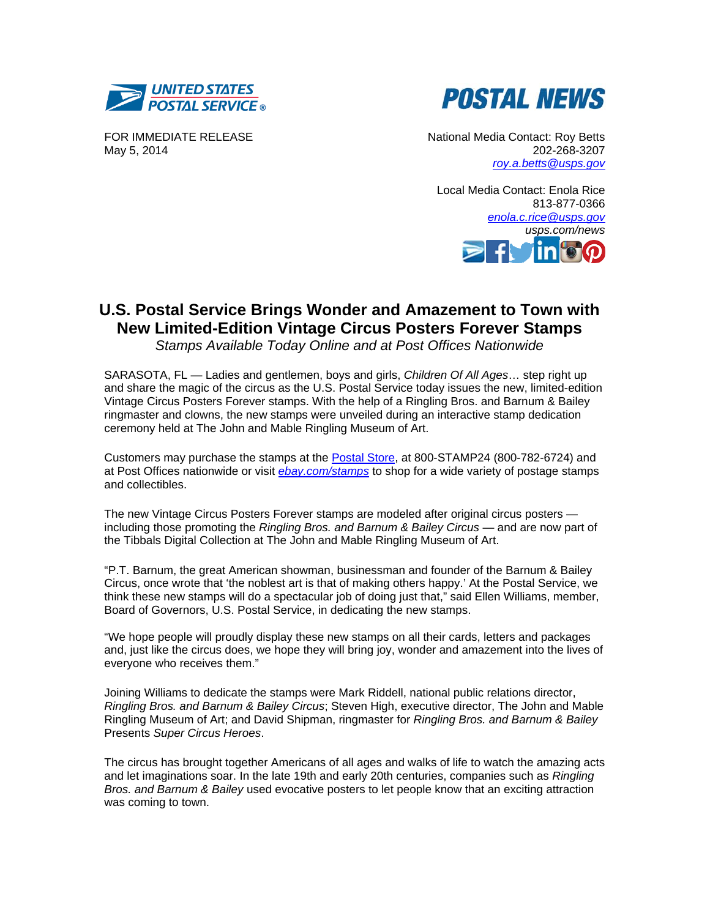UNITED STATES POSTAL SERVICE ®

POSTAL NEWS

FOR IMMEDIATE RELEASE
May 5, 2014

National Media Contact: Roy Betts
202-268-3207
roy.a.betts@usps.gov

Local Media Contact: Enola Rice
813-877-0366
enola.c.rice@usps.gov
*usps.com/news*

# U.S. Postal Service Brings Wonder and Amazement to Town with New Limited-Edition Vintage Circus Posters Forever Stamps

*Stamps Available Today Online and at Post Offices Nationwide*

SARASOTA, FL — Ladies and gentlemen, boys and girls, *Children Of All Ages*… step right up and share the magic of the circus as the U.S. Postal Service today issues the new, limited-edition Vintage Circus Posters Forever stamps. With the help of a Ringling Bros. and Barnum & Bailey ringmaster and clowns, the new stamps were unveiled during an interactive stamp dedication ceremony held at The John and Mable Ringling Museum of Art.

Customers may purchase the stamps at the Postal Store, at 800-STAMP24 (800-782-6724) and at Post Offices nationwide or visit *ebay.com/stamps* to shop for a wide variety of postage stamps and collectibles.

The new Vintage Circus Posters Forever stamps are modeled after original circus posters — including those promoting the *Ringling Bros. and Barnum & Bailey Circus* — and are now part of the Tibbals Digital Collection at The John and Mable Ringling Museum of Art.

"P.T. Barnum, the great American showman, businessman and founder of the Barnum & Bailey Circus, once wrote that 'the noblest art is that of making others happy.' At the Postal Service, we think these new stamps will do a spectacular job of doing just that," said Ellen Williams, member, Board of Governors, U.S. Postal Service, in dedicating the new stamps.

"We hope people will proudly display these new stamps on all their cards, letters and packages and, just like the circus does, we hope they will bring joy, wonder and amazement into the lives of everyone who receives them."

Joining Williams to dedicate the stamps were Mark Riddell, national public relations director, *Ringling Bros. and Barnum & Bailey*; Steven High, executive director, The John and Mable Ringling Museum of Art; and David Shipman, ringmaster for *Ringling Bros. and Barnum & Bailey* Presents *Super Circus Heroes*.

The circus has brought together Americans of all ages and walks of life to watch the amazing acts and let imaginations soar. In the late 19th and early 20th centuries, companies such as *Ringling Bros. and Barnum & Bailey* used evocative posters to let people know that an exciting attraction was coming to town.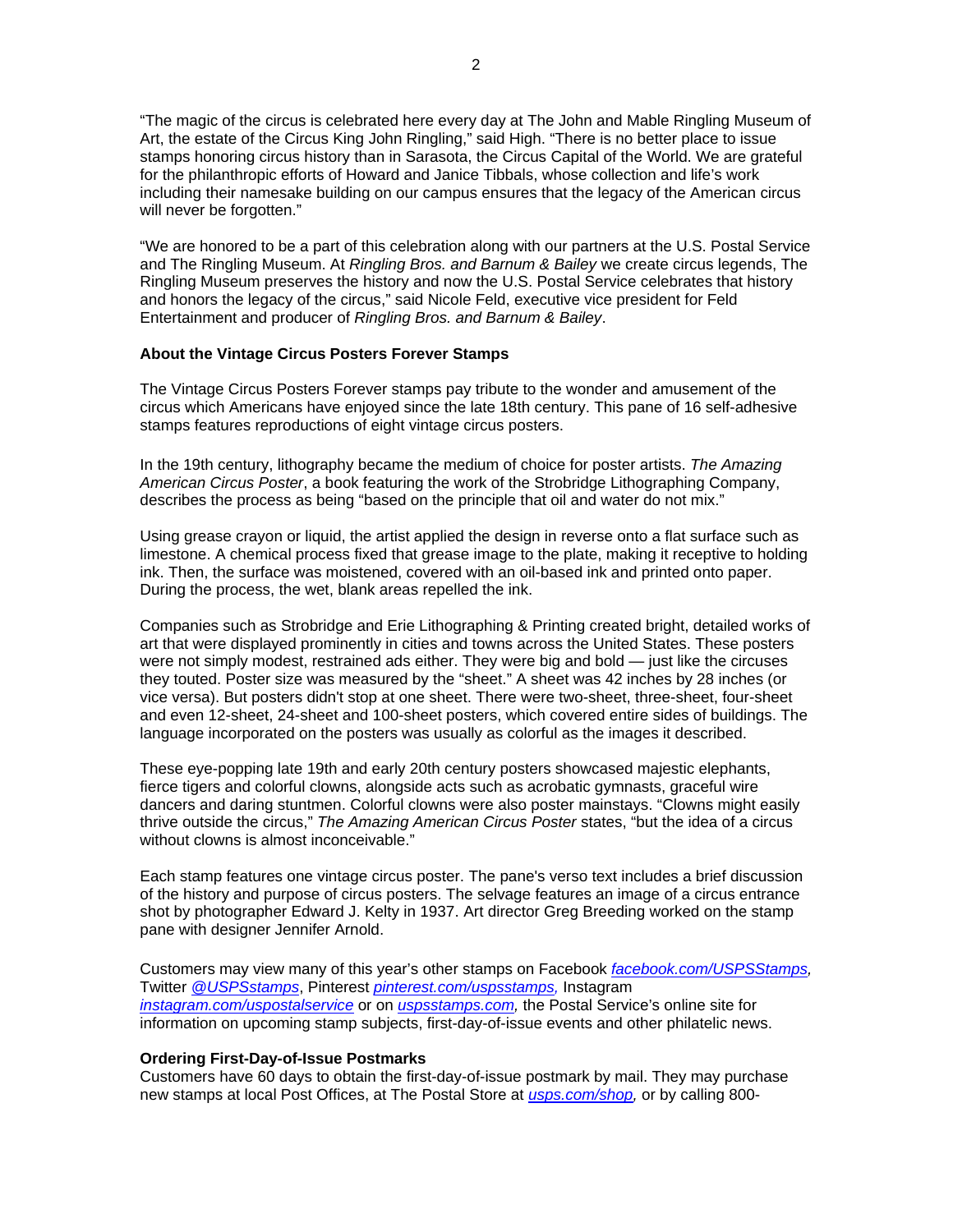"The magic of the circus is celebrated here every day at The John and Mable Ringling Museum of Art, the estate of the Circus King John Ringling," said High. "There is no better place to issue stamps honoring circus history than in Sarasota, the Circus Capital of the World. We are grateful for the philanthropic efforts of Howard and Janice Tibbals, whose collection and life's work including their namesake building on our campus ensures that the legacy of the American circus will never be forgotten."

"We are honored to be a part of this celebration along with our partners at the U.S. Postal Service and The Ringling Museum. At *Ringling Bros. and Barnum & Bailey* we create circus legends, The Ringling Museum preserves the history and now the U.S. Postal Service celebrates that history and honors the legacy of the circus," said Nicole Feld, executive vice president for Feld Entertainment and producer of *Ringling Bros. and Barnum & Bailey*.

**About the Vintage Circus Posters Forever Stamps**

The Vintage Circus Posters Forever stamps pay tribute to the wonder and amusement of the circus which Americans have enjoyed since the late 18th century. This pane of 16 self-adhesive stamps features reproductions of eight vintage circus posters.

In the 19th century, lithography became the medium of choice for poster artists. *The Amazing American Circus Poster*, a book featuring the work of the Strobridge Lithographing Company, describes the process as being "based on the principle that oil and water do not mix."

Using grease crayon or liquid, the artist applied the design in reverse onto a flat surface such as limestone. A chemical process fixed that grease image to the plate, making it receptive to holding ink. Then, the surface was moistened, covered with an oil-based ink and printed onto paper. During the process, the wet, blank areas repelled the ink.

Companies such as Strobridge and Erie Lithographing & Printing created bright, detailed works of art that were displayed prominently in cities and towns across the United States. These posters were not simply modest, restrained ads either. They were big and bold — just like the circuses they touted. Poster size was measured by the "sheet." A sheet was 42 inches by 28 inches (or vice versa). But posters didn't stop at one sheet. There were two-sheet, three-sheet, four-sheet and even 12-sheet, 24-sheet and 100-sheet posters, which covered entire sides of buildings. The language incorporated on the posters was usually as colorful as the images it described.

These eye-popping late 19th and early 20th century posters showcased majestic elephants, fierce tigers and colorful clowns, alongside acts such as acrobatic gymnasts, graceful wire dancers and daring stuntmen. Colorful clowns were also poster mainstays. "Clowns might easily thrive outside the circus," *The Amazing American Circus Poster* states, "but the idea of a circus without clowns is almost inconceivable."

Each stamp features one vintage circus poster. The pane's verso text includes a brief discussion of the history and purpose of circus posters. The selvage features an image of a circus entrance shot by photographer Edward J. Kelty in 1937. Art director Greg Breeding worked on the stamp pane with designer Jennifer Arnold.

Customers may view many of this year's other stamps on Facebook *facebook.com/USPSStamps,* Twitter *@USPSstamps*, Pinterest *pinterest.com/uspsstamps,* Instagram *instagram.com/uspostalservice* or on *uspsstamps.com,* the Postal Service's online site for information on upcoming stamp subjects, first-day-of-issue events and other philatelic news.

**Ordering First-Day-of-Issue Postmarks**

Customers have 60 days to obtain the first-day-of-issue postmark by mail. They may purchase new stamps at local Post Offices, at The Postal Store at *usps.com/shop,* or by calling 800-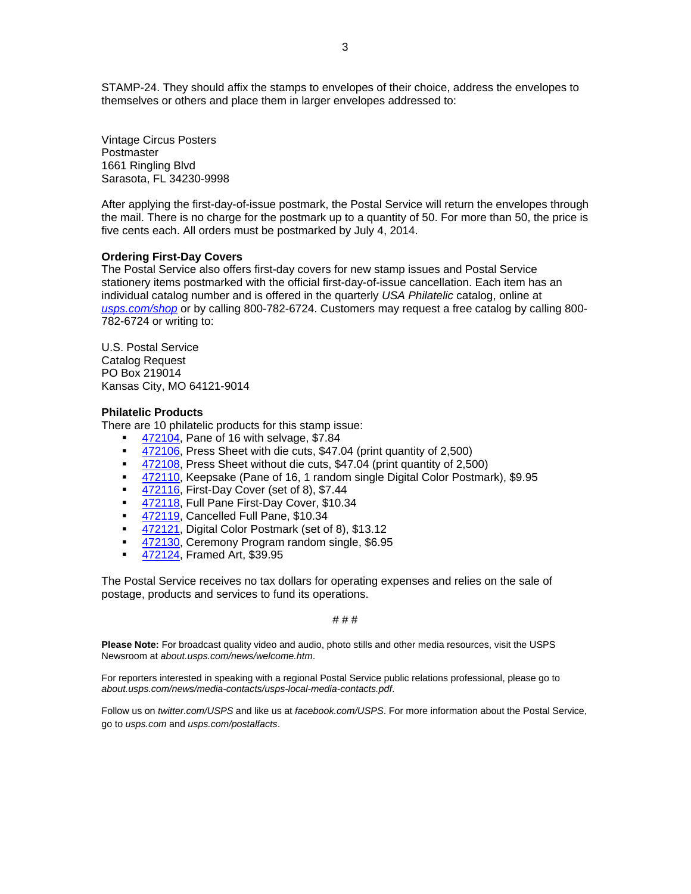STAMP-24. They should affix the stamps to envelopes of their choice, address the envelopes to themselves or others and place them in larger envelopes addressed to:

Vintage Circus Posters
Postmaster
1661 Ringling Blvd
Sarasota, FL 34230-9998

After applying the first-day-of-issue postmark, the Postal Service will return the envelopes through the mail. There is no charge for the postmark up to a quantity of 50. For more than 50, the price is five cents each. All orders must be postmarked by July 4, 2014.

**Ordering First-Day Covers**

The Postal Service also offers first-day covers for new stamp issues and Postal Service stationery items postmarked with the official first-day-of-issue cancellation. Each item has an individual catalog number and is offered in the quarterly *USA Philatelic* catalog, online at *usps.com/shop* or by calling 800-782-6724. Customers may request a free catalog by calling 800-782-6724 or writing to:

U.S. Postal Service
Catalog Request
PO Box 219014
Kansas City, MO 64121-9014

**Philatelic Products**

There are 10 philatelic products for this stamp issue:

- 472104, Pane of 16 with selvage, $7.84
- 472106, Press Sheet with die cuts, $47.04 (print quantity of 2,500)
- 472108, Press Sheet without die cuts, $47.04 (print quantity of 2,500)
- 472110, Keepsake (Pane of 16, 1 random single Digital Color Postmark), $9.95
- 472116, First-Day Cover (set of 8), $7.44
- 472118, Full Pane First-Day Cover, $10.34
- 472119, Cancelled Full Pane, $10.34
- 472121, Digital Color Postmark (set of 8), $13.12
- 472130, Ceremony Program random single, $6.95
- 472124, Framed Art, $39.95

The Postal Service receives no tax dollars for operating expenses and relies on the sale of postage, products and services to fund its operations.

# # #

**Please Note:** For broadcast quality video and audio, photo stills and other media resources, visit the USPS Newsroom at *about.usps.com/news/welcome.htm*.

For reporters interested in speaking with a regional Postal Service public relations professional, please go to *about.usps.com/news/media-contacts/usps-local-media-contacts.pdf*.

Follow us on *twitter.com/USPS* and like us at *facebook.com/USPS*. For more information about the Postal Service, go to *usps.com* and *usps.com/postalfacts*.